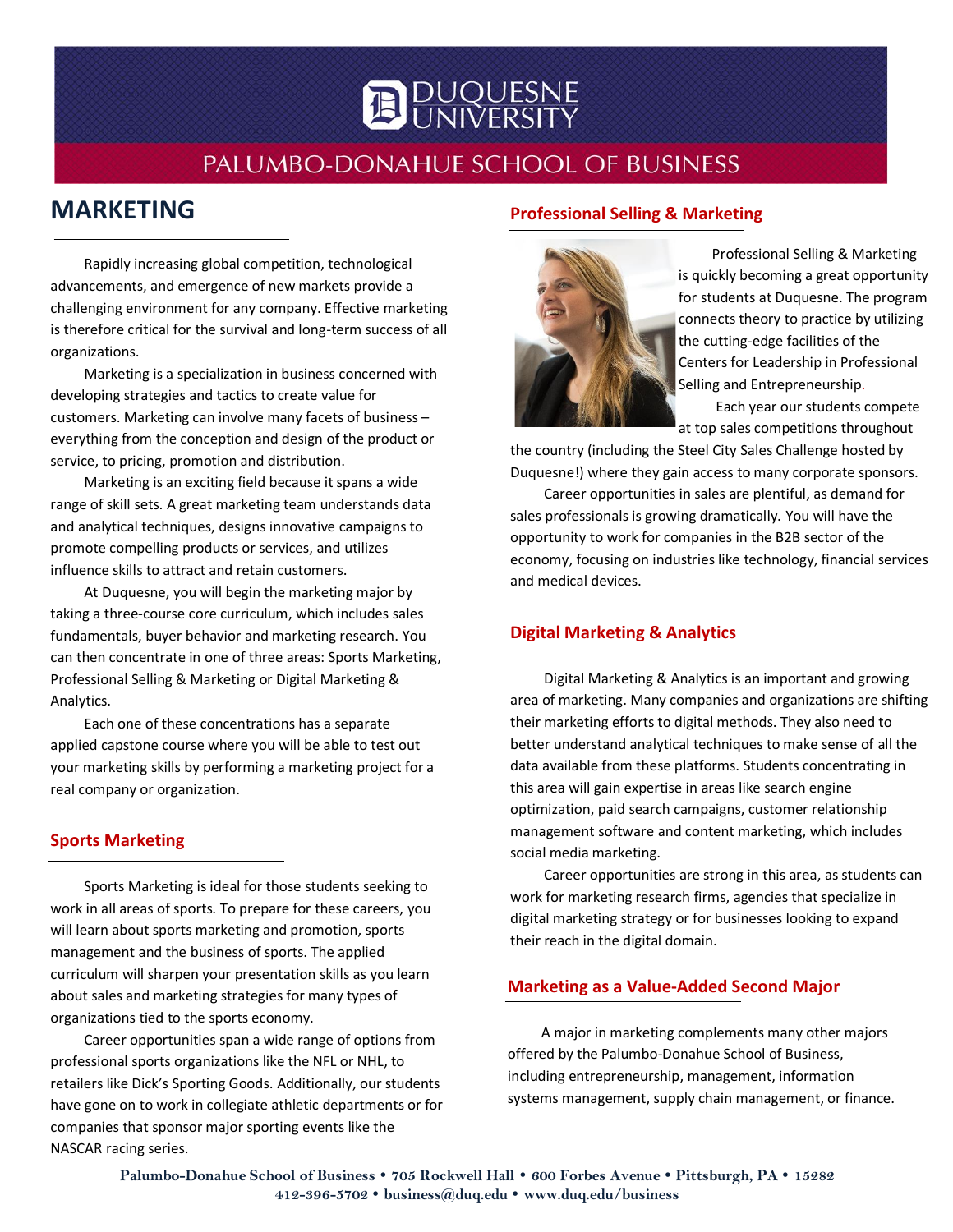# DUQUESNE UNIVERSITY

## PALUMBO-DONAHUE SCHOOL OF BUSINESS

# MARKETING

Rapidly increasing global competition, technological advancements, and emergence of new markets provide a challenging environment for any company. Effective marketing is therefore critical for the survival and long-term success of all organizations.

Marketing is a specialization in business concerned with developing strategies and tactics to create value for customers. Marketing can involve many facets of business – everything from the conception and design of the product or service, to pricing, promotion and distribution.

Marketing is an exciting field because it spans a wide range of skill sets. A great marketing team understands data and analytical techniques, designs innovative campaigns to promote compelling products or services, and utilizes influence skills to attract and retain customers.

At Duquesne, you will begin the marketing major by taking a three-course core curriculum, which includes sales fundamentals, buyer behavior and marketing research. You can then concentrate in one of three areas: Sports Marketing, Professional Selling & Marketing or Digital Marketing & Analytics.

Each one of these concentrations has a separate applied capstone course where you will be able to test out your marketing skills by performing a marketing project for a real company or organization.

## Sports Marketing

Sports Marketing is ideal for those students seeking to work in all areas of sports. To prepare for these careers, you will learn about sports marketing and promotion, sports management and the business of sports. The applied curriculum will sharpen your presentation skills as you learn about sales and marketing strategies for many types of organizations tied to the sports economy.

Career opportunities span a wide range of options from professional sports organizations like the NFL or NHL, to retailers like Dick's Sporting Goods. Additionally, our students have gone on to work in collegiate athletic departments or for companies that sponsor major sporting events like the NASCAR racing series.

## Professional Selling & Marketing

Professional Selling & Marketing is quickly becoming a great opportunity for students at Duquesne. The program connects theory to practice by utilizing the cutting-edge facilities of the Centers for Leadership in Professional Selling and Entrepreneurship.

Each year our students compete at top sales competitions throughout the country (including the Steel City Sales Challenge hosted by Duquesne!) where they gain access to many corporate sponsors.

Career opportunities in sales are plentiful, as demand for sales professionals is growing dramatically. You will have the opportunity to work for companies in the B2B sector of the economy, focusing on industries like technology, financial services and medical devices.

## Digital Marketing & Analytics

Digital Marketing & Analytics is an important and growing area of marketing. Many companies and organizations are shifting their marketing efforts to digital methods. They also need to better understand analytical techniques to make sense of all the data available from these platforms. Students concentrating in this area will gain expertise in areas like search engine optimization, paid search campaigns, customer relationship management software and content marketing, which includes social media marketing.

Career opportunities are strong in this area, as students can work for marketing research firms, agencies that specialize in digital marketing strategy or for businesses looking to expand their reach in the digital domain.

## Marketing as a Value-Added Second Major

A major in marketing complements many other majors offered by the Palumbo-Donahue School of Business, including entrepreneurship, management, information systems management, supply chain management, or finance.

Palumbo-Donahue School of Business • 705 Rockwell Hall • 600 Forbes Avenue • Pittsburgh, PA • 15282
412-396-5702 • business@duq.edu • www.duq.edu/business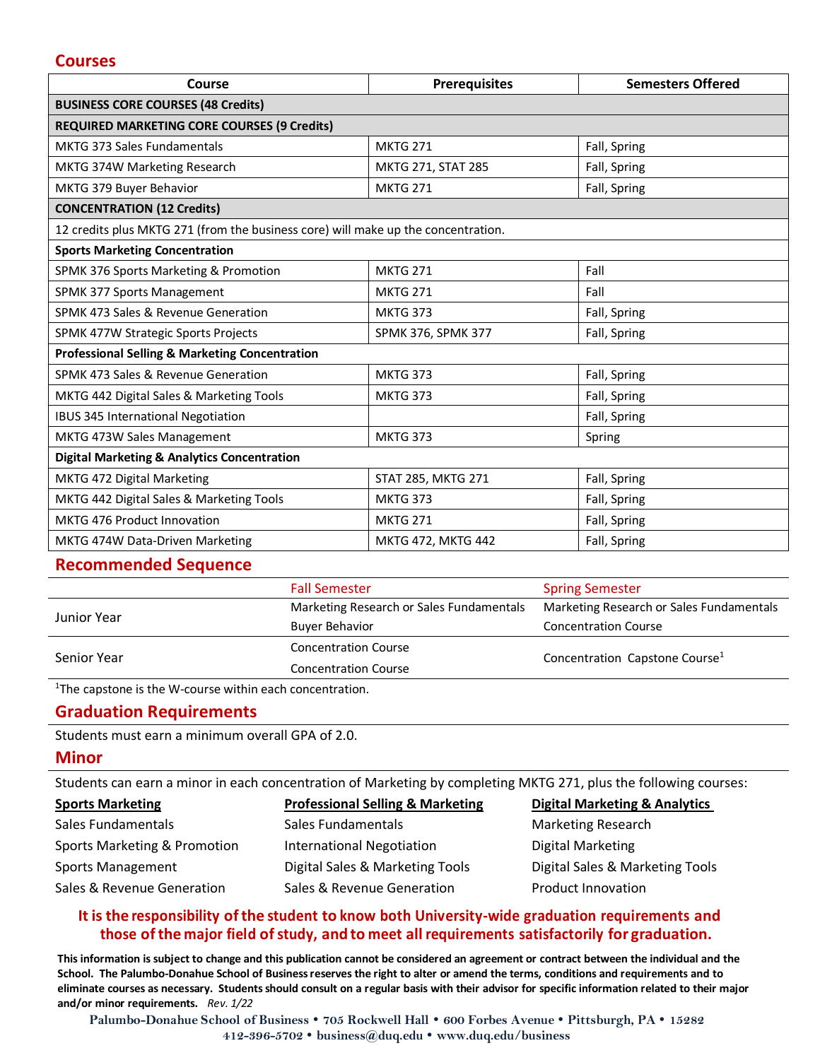## Courses

| Course | Prerequisites | Semesters Offered |
|---|---|---|
| **BUSINESS CORE COURSES (48 Credits)** | | |
| **REQUIRED MARKETING CORE COURSES (9 Credits)** | | |
| MKTG 373 Sales Fundamentals | MKTG 271 | Fall, Spring |
| MKTG 374W Marketing Research | MKTG 271, STAT 285 | Fall, Spring |
| MKTG 379 Buyer Behavior | MKTG 271 | Fall, Spring |
| **CONCENTRATION (12 Credits)** | | |
| 12 credits plus MKTG 271 (from the business core) will make up the concentration. | | |
| **Sports Marketing Concentration** | | |
| SPMK 376 Sports Marketing & Promotion | MKTG 271 | Fall |
| SPMK 377 Sports Management | MKTG 271 | Fall |
| SPMK 473 Sales & Revenue Generation | MKTG 373 | Fall, Spring |
| SPMK 477W Strategic Sports Projects | SPMK 376, SPMK 377 | Fall, Spring |
| **Professional Selling & Marketing Concentration** | | |
| SPMK 473 Sales & Revenue Generation | MKTG 373 | Fall, Spring |
| MKTG 442 Digital Sales & Marketing Tools | MKTG 373 | Fall, Spring |
| IBUS 345 International Negotiation | | Fall, Spring |
| MKTG 473W Sales Management | MKTG 373 | Spring |
| **Digital Marketing & Analytics Concentration** | | |
| MKTG 472 Digital Marketing | STAT 285, MKTG 271 | Fall, Spring |
| MKTG 442 Digital Sales & Marketing Tools | MKTG 373 | Fall, Spring |
| MKTG 476 Product Innovation | MKTG 271 | Fall, Spring |
| MKTG 474W Data-Driven Marketing | MKTG 472, MKTG 442 | Fall, Spring |

## Recommended Sequence

| | Fall Semester | Spring Semester |
|---|---|---|
| Junior Year | Marketing Research or Sales Fundamentals<br>Buyer Behavior | Marketing Research or Sales Fundamentals<br>Concentration Course |
| Senior Year | Concentration Course<br>Concentration Course | Concentration Capstone Course[1] |

[1]The capstone is the W-course within each concentration.

## Graduation Requirements

Students must earn a minimum overall GPA of 2.0.

## Minor

Students can earn a minor in each concentration of Marketing by completing MKTG 271, plus the following courses:

| Sports Marketing | Professional Selling & Marketing | Digital Marketing & Analytics |
|---|---|---|
| Sales Fundamentals | Sales Fundamentals | Marketing Research |
| Sports Marketing & Promotion | International Negotiation | Digital Marketing |
| Sports Management | Digital Sales & Marketing Tools | Digital Sales & Marketing Tools |
| Sales & Revenue Generation | Sales & Revenue Generation | Product Innovation |

**It is the responsibility of the student to know both University-wide graduation requirements and those of the major field of study, and to meet all requirements satisfactorily for graduation.**

**This information is subject to change and this publication cannot be considered an agreement or contract between the individual and the School. The Palumbo-Donahue School of Business reserves the right to alter or amend the terms, conditions and requirements and to eliminate courses as necessary. Students should consult on a regular basis with their advisor for specific information related to their major and/or minor requirements.** *Rev. 1/22*

**Palumbo-Donahue School of Business • 705 Rockwell Hall • 600 Forbes Avenue • Pittsburgh, PA • 15282**
**412-396-5702 • business@duq.edu • www.duq.edu/business**